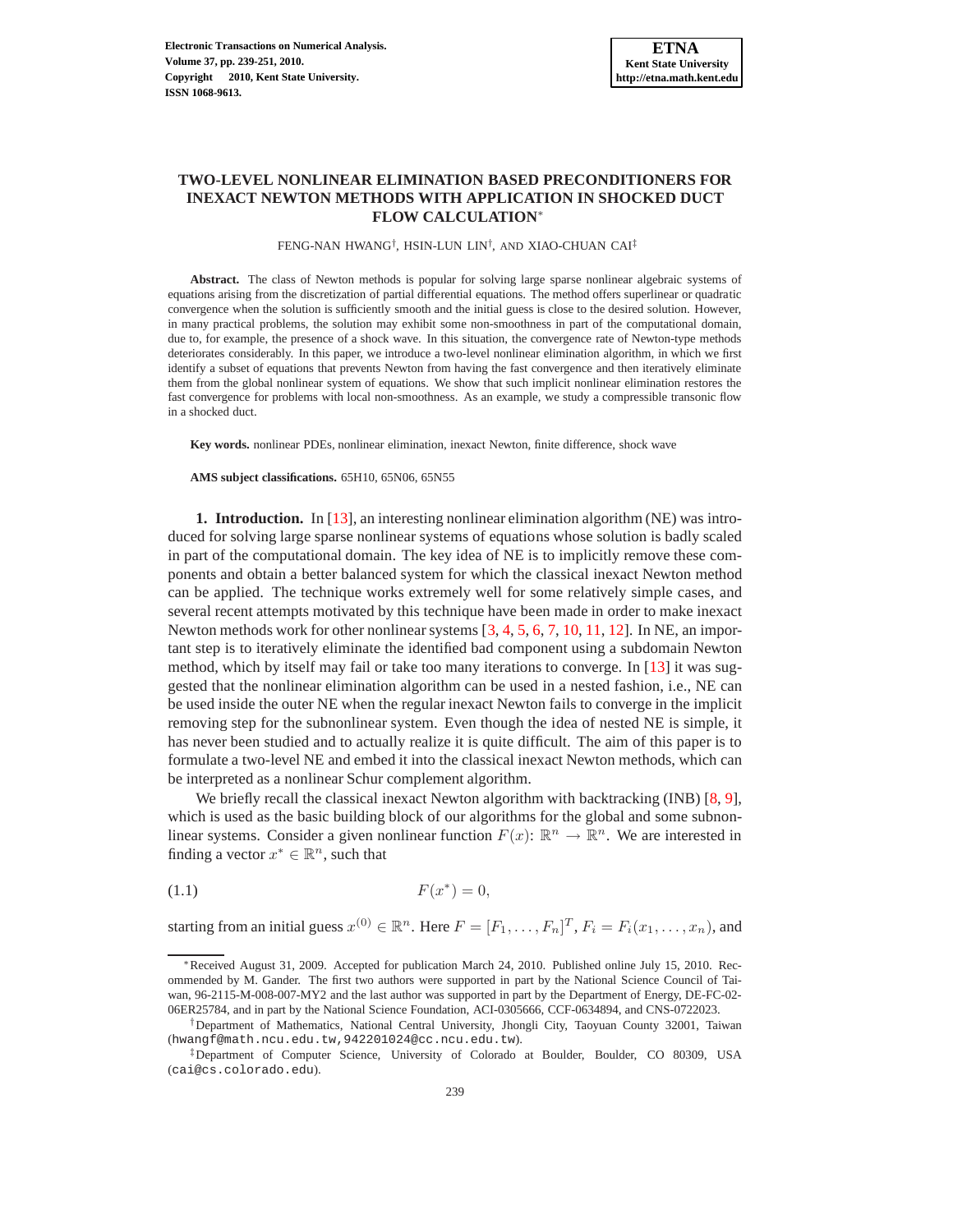# TWO-LEVEL NONLINEAR ELIMINATION BASED PRECONDITIONERS FOR INEXACT NEWTON METHODS WITH APPLICATION IN SHOCKED DUCT FLOW CALCULATION*

FENG-NAN HWANG†, HSIN-LUN LIN†, AND XIAO-CHUAN CAI‡

**Abstract.** The class of Newton methods is popular for solving large sparse nonlinear algebraic systems of equations arising from the discretization of partial differential equations. The method offers superlinear or quadratic convergence when the solution is sufficiently smooth and the initial guess is close to the desired solution. However, in many practical problems, the solution may exhibit some non-smoothness in part of the computational domain, due to, for example, the presence of a shock wave. In this situation, the convergence rate of Newton-type methods deteriorates considerably. In this paper, we introduce a two-level nonlinear elimination algorithm, in which we first identify a subset of equations that prevents Newton from having the fast convergence and then iteratively eliminate them from the global nonlinear system of equations. We show that such implicit nonlinear elimination restores the fast convergence for problems with local non-smoothness. As an example, we study a compressible transonic flow in a shocked duct.

**Key words.** nonlinear PDEs, nonlinear elimination, inexact Newton, finite difference, shock wave

**AMS subject classifications.** 65H10, 65N06, 65N55

**1. Introduction.** In [13], an interesting nonlinear elimination algorithm (NE) was introduced for solving large sparse nonlinear systems of equations whose solution is badly scaled in part of the computational domain. The key idea of NE is to implicitly remove these components and obtain a better balanced system for which the classical inexact Newton method can be applied. The technique works extremely well for some relatively simple cases, and several recent attempts motivated by this technique have been made in order to make inexact Newton methods work for other nonlinear systems [3, 4, 5, 6, 7, 10, 11, 12]. In NE, an important step is to iteratively eliminate the identified bad component using a subdomain Newton method, which by itself may fail or take too many iterations to converge. In [13] it was suggested that the nonlinear elimination algorithm can be used in a nested fashion, i.e., NE can be used inside the outer NE when the regular inexact Newton fails to converge in the implicit removing step for the subnonlinear system. Even though the idea of nested NE is simple, it has never been studied and to actually realize it is quite difficult. The aim of this paper is to formulate a two-level NE and embed it into the classical inexact Newton methods, which can be interpreted as a nonlinear Schur complement algorithm.

We briefly recall the classical inexact Newton algorithm with backtracking (INB) [8, 9], which is used as the basic building block of our algorithms for the global and some subnonlinear systems. Consider a given nonlinear function $F(x)$: $\mathbb{R}^n \to \mathbb{R}^n$. We are interested in finding a vector $x^* \in \mathbb{R}^n$, such that

$$F(x^*) = 0, \tag{1.1}$$

starting from an initial guess $x^{(0)} \in \mathbb{R}^n$. Here $F = [F_1, \ldots, F_n]^T$, $F_i = F_i(x_1, \ldots, x_n)$, and

*Received August 31, 2009. Accepted for publication March 24, 2010. Published online July 15, 2010. Recommended by M. Gander. The first two authors were supported in part by the National Science Council of Taiwan, 96-2115-M-008-007-MY2 and the last author was supported in part by the Department of Energy, DE-FC-02-06ER25784, and in part by the National Science Foundation, ACI-0305666, CCF-0634894, and CNS-0722023.

†Department of Mathematics, National Central University, Jhongli City, Taoyuan County 32001, Taiwan (hwangf@math.ncu.edu.tw, 942201024@cc.ncu.edu.tw).

‡Department of Computer Science, University of Colorado at Boulder, Boulder, CO 80309, USA (cai@cs.colorado.edu).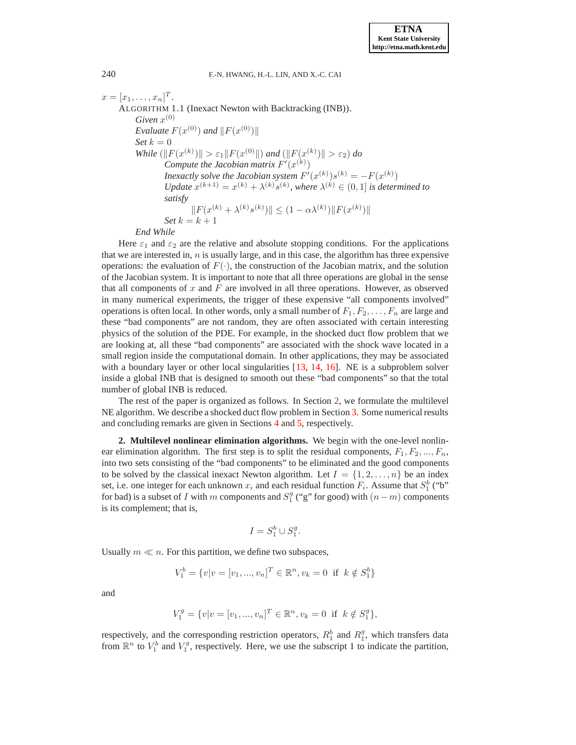$x = [x_1, \ldots, x_n]^T$.

ALGORITHM 1.1 (Inexact Newton with Backtracking (INB)).

*Given* $x^{(0)}$
*Evaluate* $F(x^{(0)})$ *and* $\|F(x^{(0)})\|$
*Set* $k = 0$
*While* $(\|F(x^{(k)})\| > \varepsilon_1 \|F(x^{(0)}\|)$ *and* $(\|F(x^{(k)})\| > \varepsilon_2)$ *do*
  *Compute the Jacobian matrix* $F'(x^{(k)})$
  *Inexactly solve the Jacobian system* $F'(x^{(k)})s^{(k)} = -F(x^{(k)})$
  *Update* $x^{(k+1)} = x^{(k)} + \lambda^{(k)} s^{(k)}$, *where* $\lambda^{(k)} \in (0, 1]$ *is determined to satisfy*
$$\|F(x^{(k)} + \lambda^{(k)} s^{(k)})\| \leq (1 - \alpha\lambda^{(k)})\|F(x^{(k)})\|$$
  *Set* $k = k + 1$
*End While*

Here $\varepsilon_1$ and $\varepsilon_2$ are the relative and absolute stopping conditions. For the applications that we are interested in, $n$ is usually large, and in this case, the algorithm has three expensive operations: the evaluation of $F(\cdot)$, the construction of the Jacobian matrix, and the solution of the Jacobian system. It is important to note that all three operations are global in the sense that all components of $x$ and $F$ are involved in all three operations. However, as observed in many numerical experiments, the trigger of these expensive "all components involved" operations is often local. In other words, only a small number of $F_1, F_2, \ldots, F_n$ are large and these "bad components" are not random, they are often associated with certain interesting physics of the solution of the PDE. For example, in the shocked duct flow problem that we are looking at, all these "bad components" are associated with the shock wave located in a small region inside the computational domain. In other applications, they may be associated with a boundary layer or other local singularities [13, 14, 16]. NE is a subproblem solver inside a global INB that is designed to smooth out these "bad components" so that the total number of global INB is reduced.

The rest of the paper is organized as follows. In Section 2, we formulate the multilevel NE algorithm. We describe a shocked duct flow problem in Section 3. Some numerical results and concluding remarks are given in Sections 4 and 5, respectively.

## 2. Multilevel nonlinear elimination algorithms.

We begin with the one-level nonlinear elimination algorithm. The first step is to split the residual components, $F_1, F_2, ..., F_n$, into two sets consisting of the "bad components" to be eliminated and the good components to be solved by the classical inexact Newton algorithm. Let $I = \{1, 2, \ldots, n\}$ be an index set, i.e. one integer for each unknown $x_i$ and each residual function $F_i$. Assume that $S_1^b$ ("b" for bad) is a subset of $I$ with $m$ components and $S_1^g$ ("g" for good) with $(n - m)$ components is its complement; that is,

$$I = S_1^b \cup S_1^g.$$

Usually $m \ll n$. For this partition, we define two subspaces,

$$V_1^b = \{v | v = [v_1, ..., v_n]^T \in \mathbb{R}^n, v_k = 0 \text{ if } k \notin S_1^b\}$$

and

$$V_1^g = \{v | v = [v_1, ..., v_n]^T \in \mathbb{R}^n, v_k = 0 \text{ if } k \notin S_1^g\},$$

respectively, and the corresponding restriction operators, $R_1^b$ and $R_1^g$, which transfers data from $\mathbb{R}^n$ to $V_1^b$ and $V_1^g$, respectively. Here, we use the subscript 1 to indicate the partition,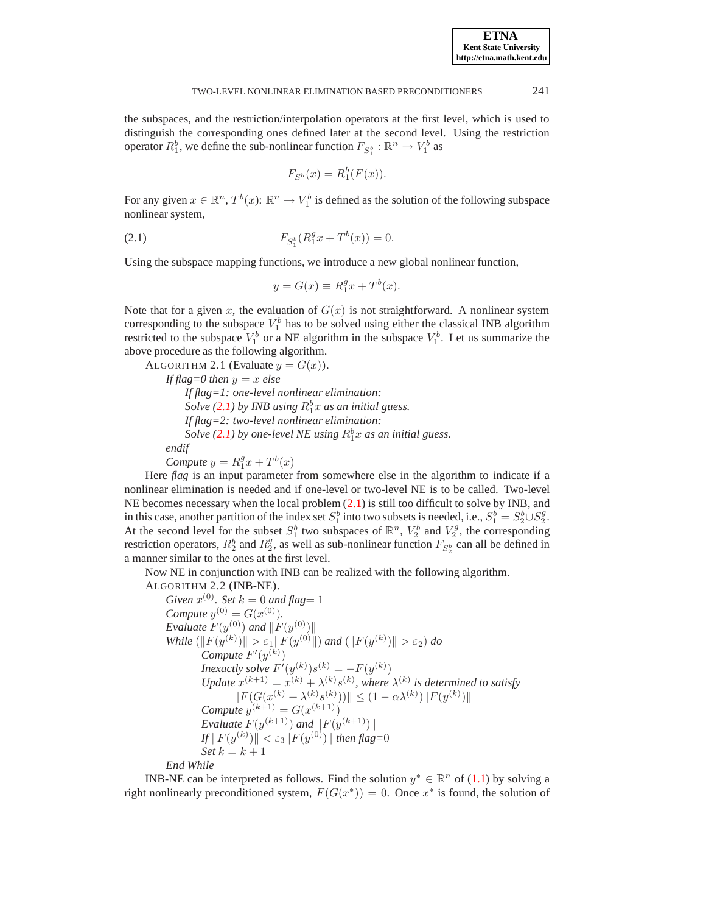the subspaces, and the restriction/interpolation operators at the first level, which is used to distinguish the corresponding ones defined later at the second level. Using the restriction operator $R_1^b$, we define the sub-nonlinear function $F_{S_1^b} : \mathbb{R}^n \to V_1^b$ as

$$F_{S_1^b}(x) = R_1^b(F(x)).$$

For any given $x \in \mathbb{R}^n$, $T^b(x)$: $\mathbb{R}^n \to V_1^b$ is defined as the solution of the following subspace nonlinear system,

$$F_{S_1^b}(R_1^g x + T^b(x)) = 0. \tag{2.1}$$

Using the subspace mapping functions, we introduce a new global nonlinear function,

$$y = G(x) \equiv R_1^g x + T^b(x).$$

Note that for a given $x$, the evaluation of $G(x)$ is not straightforward. A nonlinear system corresponding to the subspace $V_1^b$ has to be solved using either the classical INB algorithm restricted to the subspace $V_1^b$ or a NE algorithm in the subspace $V_1^b$. Let us summarize the above procedure as the following algorithm.

ALGORITHM 2.1 (Evaluate $y = G(x)$).

*If flag=0 then* $y = x$ *else*
- *If flag=1: one-level nonlinear elimination:*
  *Solve (2.1) by INB using* $R_1^b x$ *as an initial guess.*
- *If flag=2: two-level nonlinear elimination:*
  *Solve (2.1) by one-level NE using* $R_1^b x$ *as an initial guess.*

*endif*
*Compute* $y = R_1^g x + T^b(x)$

Here *flag* is an input parameter from somewhere else in the algorithm to indicate if a nonlinear elimination is needed and if one-level or two-level NE is to be called. Two-level NE becomes necessary when the local problem (2.1) is still too difficult to solve by INB, and in this case, another partition of the index set $S_1^b$ into two subsets is needed, i.e., $S_1^b = S_2^b \cup S_2^g$. At the second level for the subset $S_1^b$ two subspaces of $\mathbb{R}^n$, $V_2^b$ and $V_2^g$, the corresponding restriction operators, $R_2^b$ and $R_2^g$, as well as sub-nonlinear function $F_{S_2^b}$ can all be defined in a manner similar to the ones at the first level.

Now NE in conjunction with INB can be realized with the following algorithm.

ALGORITHM 2.2 (INB-NE).

*Given* $x^{(0)}$. *Set* $k = 0$ *and flag*$= 1$
*Compute* $y^{(0)} = G(x^{(0)})$.
*Evaluate* $F(y^{(0)})$ *and* $\|F(y^{(0)})\|$
*While* $(\|F(y^{(k)})\| > \varepsilon_1 \|F(y^{(0)}\|)$ *and* $(\|F(y^{(k)})\| > \varepsilon_2)$ *do*
- *Compute* $F'(y^{(k)})$
- *Inexactly solve* $F'(y^{(k)})s^{(k)} = -F(y^{(k)})$
- *Update* $x^{(k+1)} = x^{(k)} + \lambda^{(k)} s^{(k)}$, *where* $\lambda^{(k)}$ *is determined to satisfy*
  $\|F(G(x^{(k)} + \lambda^{(k)} s^{(k)}))\| \leq (1 - \alpha\lambda^{(k)})\|F(y^{(k)})\|$
- *Compute* $y^{(k+1)} = G(x^{(k+1)})$
- *Evaluate* $F(y^{(k+1)})$ *and* $\|F(y^{(k+1)})\|$
- *If* $\|F(y^{(k)})\| < \varepsilon_3 \|F(y^{(0)})\|$ *then flag*=0
- *Set* $k = k + 1$

*End While*

INB-NE can be interpreted as follows. Find the solution $y^* \in \mathbb{R}^n$ of (1.1) by solving a right nonlinearly preconditioned system, $F(G(x^*)) = 0$. Once $x^*$ is found, the solution of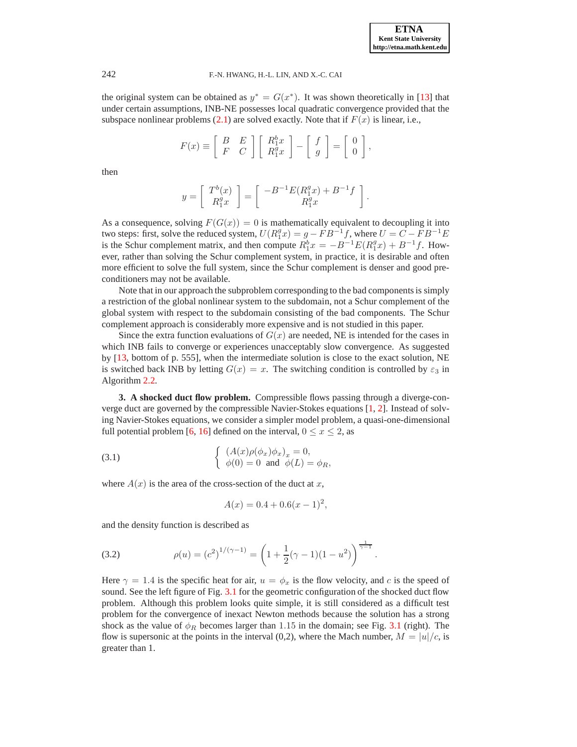the original system can be obtained as $y^* = G(x^*)$. It was shown theoretically in [13] that under certain assumptions, INB-NE possesses local quadratic convergence provided that the subspace nonlinear problems (2.1) are solved exactly. Note that if $F(x)$ is linear, i.e.,

$$F(x) \equiv \begin{bmatrix} B & E \\ F & C \end{bmatrix} \begin{bmatrix} R_1^b x \\ R_1^g x \end{bmatrix} - \begin{bmatrix} f \\ g \end{bmatrix} = \begin{bmatrix} 0 \\ 0 \end{bmatrix},$$

then

$$y = \begin{bmatrix} T^b(x) \\ R_1^g x \end{bmatrix} = \begin{bmatrix} -B^{-1}E(R_1^g x) + B^{-1}f \\ R_1^g x \end{bmatrix}.$$

As a consequence, solving $F(G(x)) = 0$ is mathematically equivalent to decoupling it into two steps: first, solve the reduced system, $U(R_1^g x) = g - FB^{-1}f$, where $U = C - FB^{-1}E$ is the Schur complement matrix, and then compute $R_1^b x = -B^{-1}E(R_1^g x) + B^{-1}f$. However, rather than solving the Schur complement system, in practice, it is desirable and often more efficient to solve the full system, since the Schur complement is denser and good preconditioners may not be available.

Note that in our approach the subproblem corresponding to the bad components is simply a restriction of the global nonlinear system to the subdomain, not a Schur complement of the global system with respect to the subdomain consisting of the bad components. The Schur complement approach is considerably more expensive and is not studied in this paper.

Since the extra function evaluations of $G(x)$ are needed, NE is intended for the cases in which INB fails to converge or experiences unacceptably slow convergence. As suggested by [13, bottom of p. 555], when the intermediate solution is close to the exact solution, NE is switched back INB by letting $G(x) = x$. The switching condition is controlled by $\varepsilon_3$ in Algorithm 2.2.

## 3. A shocked duct flow problem.

Compressible flows passing through a diverge-converge duct are governed by the compressible Navier-Stokes equations [1, 2]. Instead of solving Navier-Stokes equations, we consider a simpler model problem, a quasi-one-dimensional full potential problem [6, 16] defined on the interval, $0 \le x \le 2$, as

$$\left\{ \begin{array}{l} (A(x)\rho(\phi_x)\phi_x)_x = 0, \\ \phi(0) = 0 \text{ and } \phi(L) = \phi_R, \end{array} \right. \tag{3.1}$$

where $A(x)$ is the area of the cross-section of the duct at $x$,

$$A(x) = 0.4 + 0.6(x-1)^2,$$

and the density function is described as

$$\rho(u) = (c^2)^{1/(\gamma-1)} = \left(1 + \frac{1}{2}(\gamma - 1)(1 - u^2)\right)^{\frac{1}{\gamma-1}}. \tag{3.2}$$

Here $\gamma = 1.4$ is the specific heat for air, $u = \phi_x$ is the flow velocity, and $c$ is the speed of sound. See the left figure of Fig. 3.1 for the geometric configuration of the shocked duct flow problem. Although this problem looks quite simple, it is still considered as a difficult test problem for the convergence of inexact Newton methods because the solution has a strong shock as the value of $\phi_R$ becomes larger than $1.15$ in the domain; see Fig. 3.1 (right). The flow is supersonic at the points in the interval (0,2), where the Mach number, $M = |u|/c$, is greater than 1.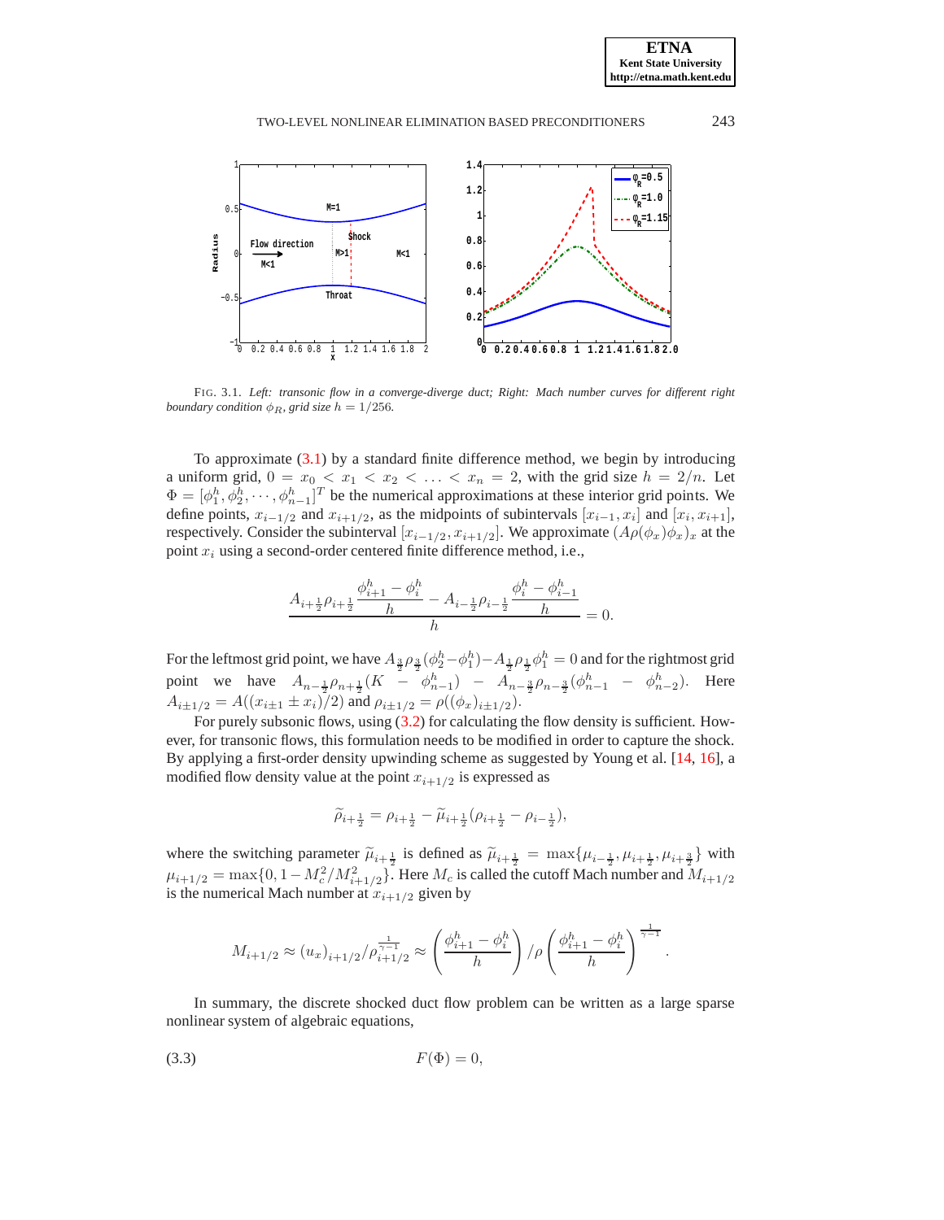FIG. 3.1. *Left: transonic flow in a converge-diverge duct; Right: Mach number curves for different right boundary condition $\phi_R$, grid size $h = 1/256$.*

To approximate (3.1) by a standard finite difference method, we begin by introducing a uniform grid, $0 = x_0 < x_1 < x_2 < \ldots < x_n = 2$, with the grid size $h = 2/n$. Let $\Phi = [\phi_1^h, \phi_2^h, \cdots, \phi_{n-1}^h]^T$ be the numerical approximations at these interior grid points. We define points, $x_{i-1/2}$ and $x_{i+1/2}$, as the midpoints of subintervals $[x_{i-1}, x_i]$ and $[x_i, x_{i+1}]$, respectively. Consider the subinterval $[x_{i-1/2}, x_{i+1/2}]$. We approximate $(A\rho(\phi_x)\phi_x)_x$ at the point $x_i$ using a second-order centered finite difference method, i.e.,

$$\frac{A_{i+\frac{1}{2}}\rho_{i+\frac{1}{2}}\dfrac{\phi_{i+1}^h - \phi_i^h}{h} - A_{i-\frac{1}{2}}\rho_{i-\frac{1}{2}}\dfrac{\phi_i^h - \phi_{i-1}^h}{h}}{h} = 0.$$

For the leftmost grid point, we have $A_{\frac{3}{2}}\rho_{\frac{3}{2}}(\phi_2^h - \phi_1^h) - A_{\frac{1}{2}}\rho_{\frac{1}{2}}\phi_1^h = 0$ and for the rightmost grid point we have $A_{n-\frac{1}{2}}\rho_{n+\frac{1}{2}}(K - \phi_{n-1}^h) - A_{n-\frac{3}{2}}\rho_{n-\frac{3}{2}}(\phi_{n-1}^h - \phi_{n-2}^h)$. Here $A_{i\pm 1/2} = A((x_{i\pm 1} \pm x_i)/2)$ and $\rho_{i\pm 1/2} = \rho((\phi_x)_{i\pm 1/2})$.

For purely subsonic flows, using (3.2) for calculating the flow density is sufficient. However, for transonic flows, this formulation needs to be modified in order to capture the shock. By applying a first-order density upwinding scheme as suggested by Young et al. [14, 16], a modified flow density value at the point $x_{i+1/2}$ is expressed as

$$\widetilde{\rho}_{i+\frac{1}{2}} = \rho_{i+\frac{1}{2}} - \widetilde{\mu}_{i+\frac{1}{2}}(\rho_{i+\frac{1}{2}} - \rho_{i-\frac{1}{2}}),$$

where the switching parameter $\widetilde{\mu}_{i+\frac{1}{2}}$ is defined as $\widetilde{\mu}_{i+\frac{1}{2}} = \max\{\mu_{i-\frac{1}{2}}, \mu_{i+\frac{1}{2}}, \mu_{i+\frac{3}{2}}\}$ with $\mu_{i+1/2} = \max\{0, 1 - M_c^2/M_{i+1/2}^2\}$. Here $M_c$ is called the cutoff Mach number and $M_{i+1/2}$ is the numerical Mach number at $x_{i+1/2}$ given by

$$M_{i+1/2} \approx (u_x)_{i+1/2}/\rho_{i+1/2}^{\frac{1}{\gamma-1}} \approx \left(\frac{\phi_{i+1}^h - \phi_i^h}{h}\right)/\rho\left(\frac{\phi_{i+1}^h - \phi_i^h}{h}\right)^{\frac{1}{\gamma-1}}.$$

In summary, the discrete shocked duct flow problem can be written as a large sparse nonlinear system of algebraic equations,

$$F(\Phi) = 0, \tag{3.3}$$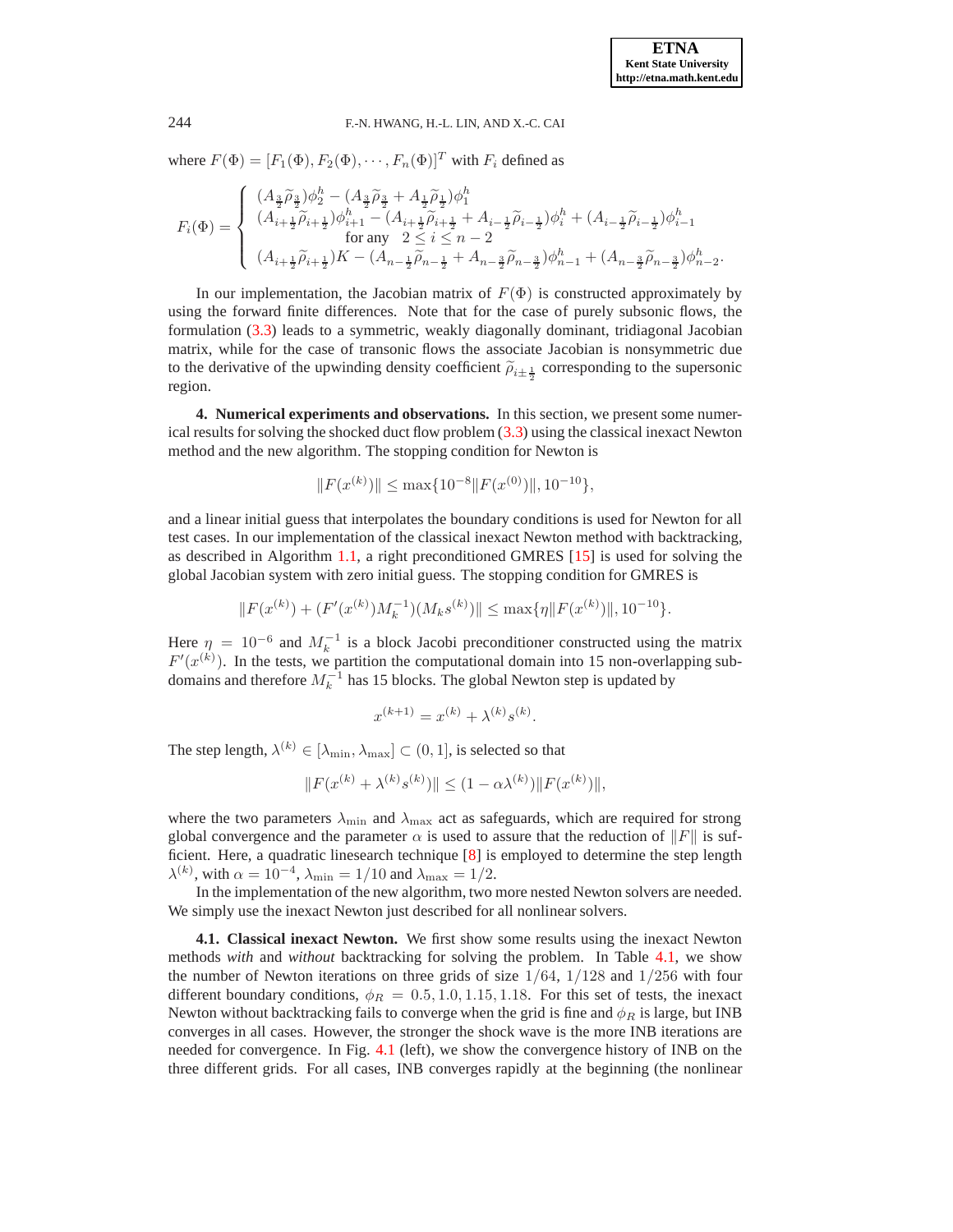where $F(\Phi) = [F_1(\Phi), F_2(\Phi), \cdots, F_n(\Phi)]^T$ with $F_i$ defined as

$$
F_i(\Phi) = \begin{cases} (A_{\frac{3}{2}}\widetilde{\rho}_{\frac{3}{2}})\phi_2^h - (A_{\frac{3}{2}}\widetilde{\rho}_{\frac{3}{2}} + A_{\frac{1}{2}}\widetilde{\rho}_{\frac{1}{2}})\phi_1^h \\ (A_{i+\frac{1}{2}}\widetilde{\rho}_{i+\frac{1}{2}})\phi_{i+1}^h - (A_{i+\frac{1}{2}}\widetilde{\rho}_{i+\frac{1}{2}} + A_{i-\frac{1}{2}}\widetilde{\rho}_{i-\frac{1}{2}})\phi_i^h + (A_{i-\frac{1}{2}}\widetilde{\rho}_{i-\frac{1}{2}})\phi_{i-1}^h \\ \qquad \text{for any} \quad 2 \le i \le n-2 \\ (A_{i+\frac{1}{2}}\widetilde{\rho}_{i+\frac{1}{2}})K - (A_{n-\frac{1}{2}}\widetilde{\rho}_{n-\frac{1}{2}} + A_{n-\frac{3}{2}}\widetilde{\rho}_{n-\frac{3}{2}})\phi_{n-1}^h + (A_{n-\frac{3}{2}}\widetilde{\rho}_{n-\frac{3}{2}})\phi_{n-2}^h. \end{cases}
$$

In our implementation, the Jacobian matrix of $F(\Phi)$ is constructed approximately by using the forward finite differences. Note that for the case of purely subsonic flows, the formulation (3.3) leads to a symmetric, weakly diagonally dominant, tridiagonal Jacobian matrix, while for the case of transonic flows the associate Jacobian is nonsymmetric due to the derivative of the upwinding density coefficient $\widetilde{\rho}_{i\pm\frac{1}{2}}$ corresponding to the supersonic region.

**4. Numerical experiments and observations.** In this section, we present some numerical results for solving the shocked duct flow problem (3.3) using the classical inexact Newton method and the new algorithm. The stopping condition for Newton is

$$
\|F(x^{(k)})\| \le \max\{10^{-8}\|F(x^{(0)})\|, 10^{-10}\},
$$

and a linear initial guess that interpolates the boundary conditions is used for Newton for all test cases. In our implementation of the classical inexact Newton method with backtracking, as described in Algorithm 1.1, a right preconditioned GMRES [15] is used for solving the global Jacobian system with zero initial guess. The stopping condition for GMRES is

$$
\|F(x^{(k)}) + (F'(x^{(k)})M_k^{-1})(M_k s^{(k)})\| \le \max\{\eta\|F(x^{(k)})\|, 10^{-10}\}.
$$

Here $\eta = 10^{-6}$ and $M_k^{-1}$ is a block Jacobi preconditioner constructed using the matrix $F'(x^{(k)})$. In the tests, we partition the computational domain into 15 non-overlapping subdomains and therefore $M_k^{-1}$ has 15 blocks. The global Newton step is updated by

$$
x^{(k+1)} = x^{(k)} + \lambda^{(k)} s^{(k)}.
$$

The step length, $\lambda^{(k)} \in [\lambda_{\min}, \lambda_{\max}] \subset (0, 1]$, is selected so that

$$
\|F(x^{(k)} + \lambda^{(k)} s^{(k)})\| \le (1 - \alpha\lambda^{(k)})\|F(x^{(k)})\|,
$$

where the two parameters $\lambda_{\min}$ and $\lambda_{\max}$ act as safeguards, which are required for strong global convergence and the parameter $\alpha$ is used to assure that the reduction of $\|F\|$ is sufficient. Here, a quadratic linesearch technique [8] is employed to determine the step length $\lambda^{(k)}$, with $\alpha = 10^{-4}$, $\lambda_{\min} = 1/10$ and $\lambda_{\max} = 1/2$.

In the implementation of the new algorithm, two more nested Newton solvers are needed. We simply use the inexact Newton just described for all nonlinear solvers.

**4.1. Classical inexact Newton.** We first show some results using the inexact Newton methods *with* and *without* backtracking for solving the problem. In Table 4.1, we show the number of Newton iterations on three grids of size $1/64$, $1/128$ and $1/256$ with four different boundary conditions, $\phi_R = 0.5, 1.0, 1.15, 1.18$. For this set of tests, the inexact Newton without backtracking fails to converge when the grid is fine and $\phi_R$ is large, but INB converges in all cases. However, the stronger the shock wave is the more INB iterations are needed for convergence. In Fig. 4.1 (left), we show the convergence history of INB on the three different grids. For all cases, INB converges rapidly at the beginning (the nonlinear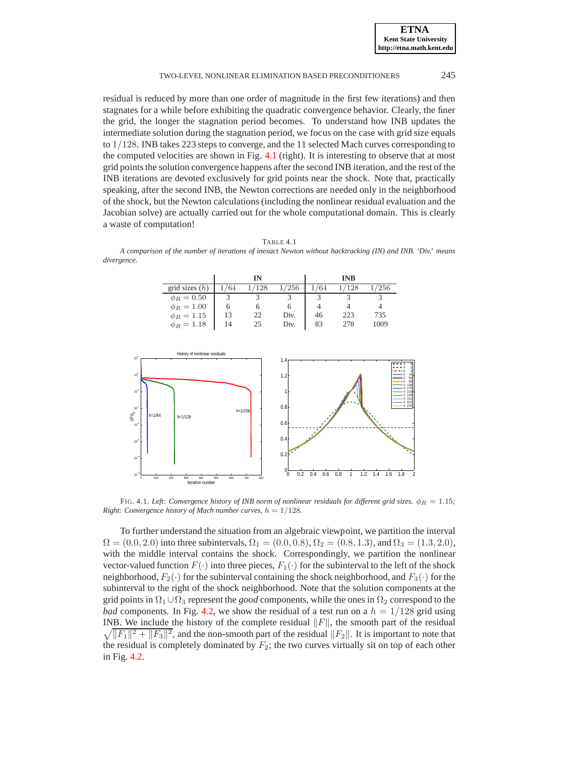residual is reduced by more than one order of magnitude in the first few iterations) and then stagnates for a while before exhibiting the quadratic convergence behavior. Clearly, the finer the grid, the longer the stagnation period becomes. To understand how INB updates the intermediate solution during the stagnation period, we focus on the case with grid size equals to $1/128$. INB takes 223 steps to converge, and the 11 selected Mach curves corresponding to the computed velocities are shown in Fig. 4.1 (right). It is interesting to observe that at most grid points the solution convergence happens after the second INB iteration, and the rest of the INB iterations are devoted exclusively for grid points near the shock. Note that, practically speaking, after the second INB, the Newton corrections are needed only in the neighborhood of the shock, but the Newton calculations (including the nonlinear residual evaluation and the Jacobian solve) are actually carried out for the whole computational domain. This is clearly a waste of computation!

TABLE 4.1
*A comparison of the number of iterations of inexact Newton without backtracking (IN) and INB. 'Div.' means divergence.*

| | IN | | | INB | | |
|---|---|---|---|---|---|---|
| grid sizes ($h$) | $1/64$ | $1/128$ | $1/256$ | $1/64$ | $1/128$ | $1/256$ |
| $\phi_R = 0.50$ | 3 | 3 | 3 | 3 | 3 | 3 |
| $\phi_R = 1.00$ | 6 | 6 | 6 | 4 | 4 | 4 |
| $\phi_R = 1.15$ | 13 | 22 | Div. | 46 | 223 | 735 |
| $\phi_R = 1.18$ | 14 | 25 | Div. | 83 | 278 | 1009 |

FIG. 4.1. *Left: Convergence history of INB norm of nonlinear residuals for different grid sizes.* $\phi_R = 1.15$*; Right: Convergence history of Mach number curves,* $h = 1/128$*.*

To further understand the situation from an algebraic viewpoint, we partition the interval $\Omega = (0.0, 2.0)$ into three subintervals, $\Omega_1 = (0.0, 0.8)$, $\Omega_2 = (0.8, 1.3)$, and $\Omega_3 = (1.3, 2.0)$, with the middle interval contains the shock. Correspondingly, we partition the nonlinear vector-valued function $F(\cdot)$ into three pieces, $F_1(\cdot)$ for the subinterval to the left of the shock neighborhood, $F_2(\cdot)$ for the subinterval containing the shock neighborhood, and $F_3(\cdot)$ for the subinterval to the right of the shock neighborhood. Note that the solution components at the grid points in $\Omega_1 \cup \Omega_3$ represent the *good* components, while the ones in $\Omega_2$ correspond to the *bad* components. In Fig. 4.2, we show the residual of a test run on a $h = 1/128$ grid using INB. We include the history of the complete residual $\|F\|$, the smooth part of the residual $\sqrt{\|F_1\|^2 + \|F_3\|^2}$, and the non-smooth part of the residual $\|F_2\|$. It is important to note that the residual is completely dominated by $F_2$; the two curves virtually sit on top of each other in Fig. 4.2.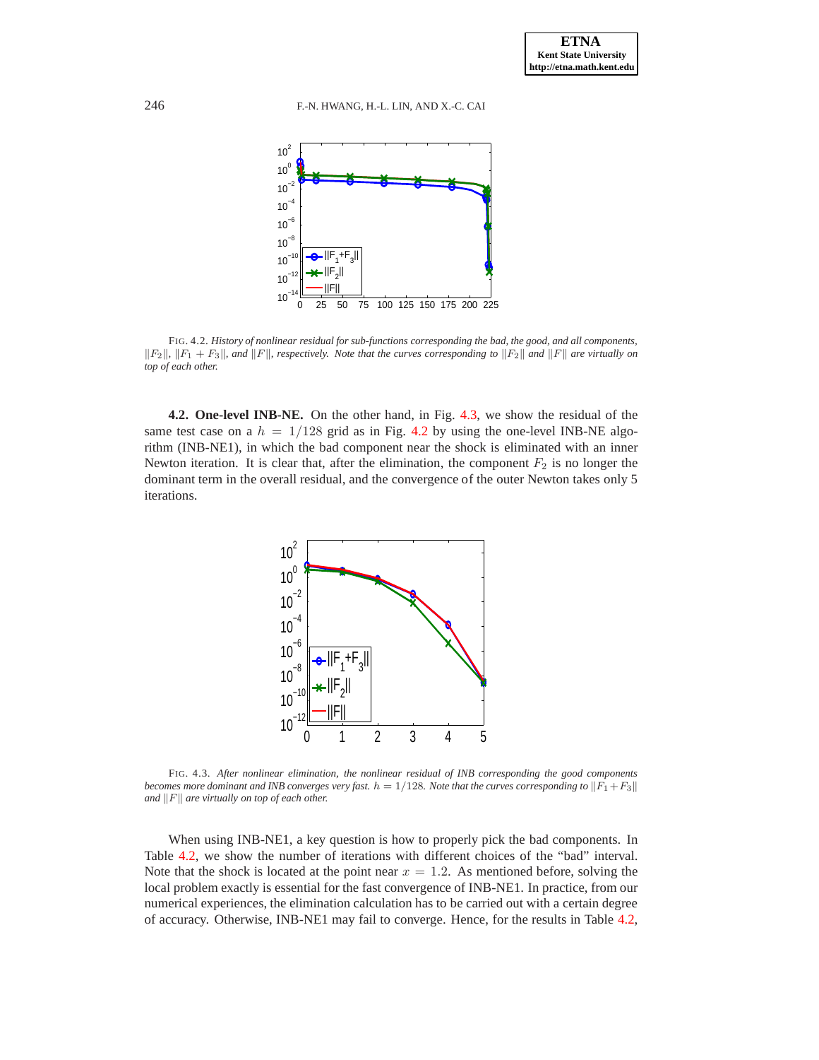FIG. 4.2. *History of nonlinear residual for sub-functions corresponding the bad, the good, and all components, $\|F_2\|$, $\|F_1 + F_3\|$, and $\|F\|$, respectively. Note that the curves corresponding to $\|F_2\|$ and $\|F\|$ are virtually on top of each other.*

**4.2. One-level INB-NE.** On the other hand, in Fig. 4.3, we show the residual of the same test case on a $h = 1/128$ grid as in Fig. 4.2 by using the one-level INB-NE algorithm (INB-NE1), in which the bad component near the shock is eliminated with an inner Newton iteration. It is clear that, after the elimination, the component $F_2$ is no longer the dominant term in the overall residual, and the convergence of the outer Newton takes only 5 iterations.

FIG. 4.3. *After nonlinear elimination, the nonlinear residual of INB corresponding the good components becomes more dominant and INB converges very fast. $h = 1/128$. Note that the curves corresponding to $\|F_1 + F_3\|$ and $\|F\|$ are virtually on top of each other.*

When using INB-NE1, a key question is how to properly pick the bad components. In Table 4.2, we show the number of iterations with different choices of the "bad" interval. Note that the shock is located at the point near $x = 1.2$. As mentioned before, solving the local problem exactly is essential for the fast convergence of INB-NE1. In practice, from our numerical experiences, the elimination calculation has to be carried out with a certain degree of accuracy. Otherwise, INB-NE1 may fail to converge. Hence, for the results in Table 4.2,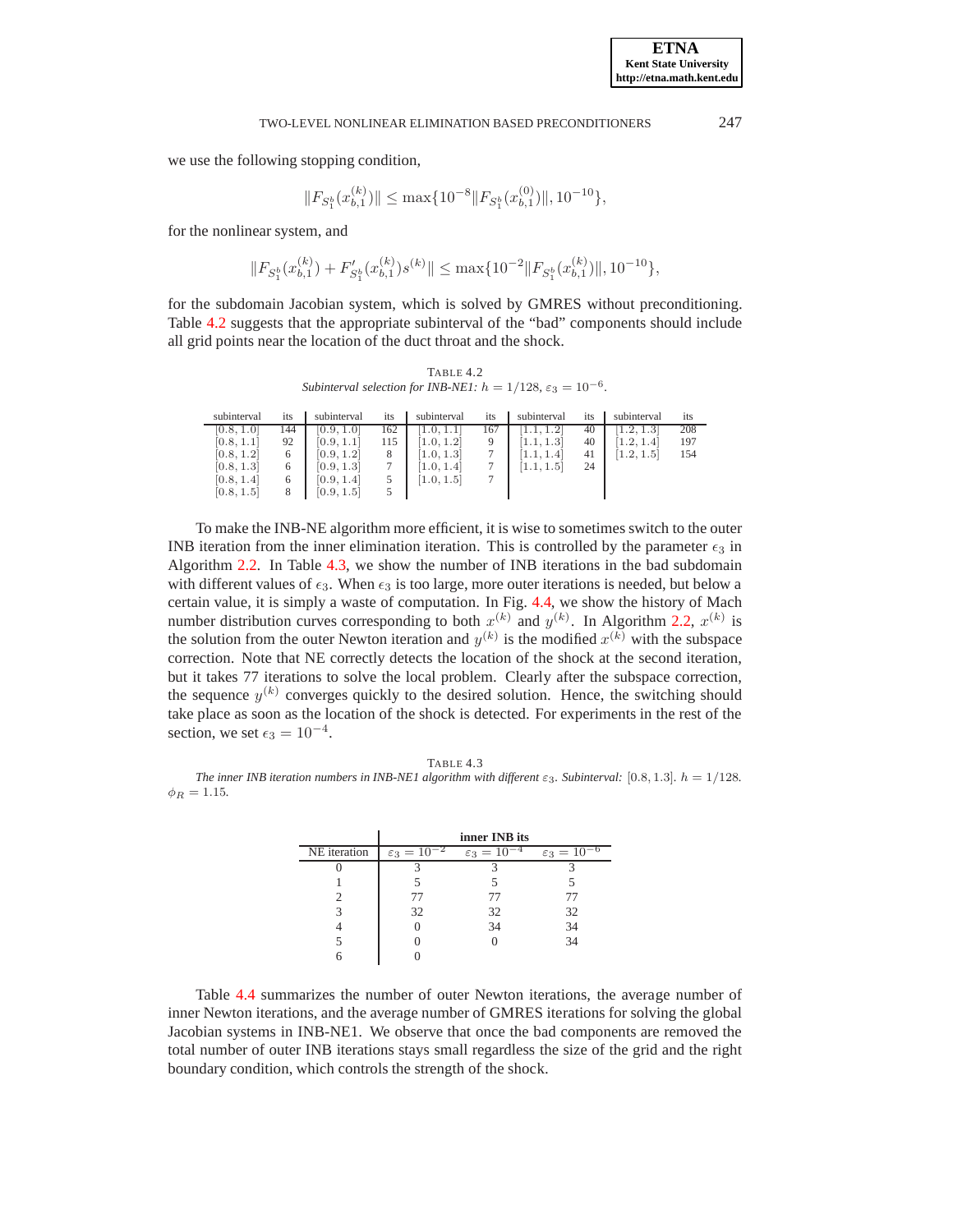we use the following stopping condition,

$$\|F_{S_1^b}(x_{b,1}^{(k)})\| \le \max\{10^{-8}\|F_{S_1^b}(x_{b,1}^{(0)})\|, 10^{-10}\},$$

for the nonlinear system, and

$$\|F_{S_1^b}(x_{b,1}^{(k)}) + F'_{S_1^b}(x_{b,1}^{(k)})s^{(k)}\| \le \max\{10^{-2}\|F_{S_1^b}(x_{b,1}^{(k)})\|, 10^{-10}\},$$

for the subdomain Jacobian system, which is solved by GMRES without preconditioning. Table 4.2 suggests that the appropriate subinterval of the "bad" components should include all grid points near the location of the duct throat and the shock.

TABLE 4.2
*Subinterval selection for INB-NE1:* $h = 1/128$, $\varepsilon_3 = 10^{-6}$.

| subinterval | its | subinterval | its | subinterval | its | subinterval | its | subinterval | its |
|---|---|---|---|---|---|---|---|---|---|
| $[0.8, 1.0]$ | 144 | $[0.9, 1.0]$ | 162 | $[1.0, 1.1]$ | 167 | $[1.1, 1.2]$ | 40 | $[1.2, 1.3]$ | 208 |
| $[0.8, 1.1]$ | 92 | $[0.9, 1.1]$ | 115 | $[1.0, 1.2]$ | 9 | $[1.1, 1.3]$ | 40 | $[1.2, 1.4]$ | 197 |
| $[0.8, 1.2]$ | 6 | $[0.9, 1.2]$ | 8 | $[1.0, 1.3]$ | 7 | $[1.1, 1.4]$ | 41 | $[1.2, 1.5]$ | 154 |
| $[0.8, 1.3]$ | 6 | $[0.9, 1.3]$ | 7 | $[1.0, 1.4]$ | 7 | $[1.1, 1.5]$ | 24 | | |
| $[0.8, 1.4]$ | 6 | $[0.9, 1.4]$ | 5 | $[1.0, 1.5]$ | 7 | | | | |
| $[0.8, 1.5]$ | 8 | $[0.9, 1.5]$ | 5 | | | | | | |

To make the INB-NE algorithm more efficient, it is wise to sometimes switch to the outer INB iteration from the inner elimination iteration. This is controlled by the parameter $\epsilon_3$ in Algorithm 2.2. In Table 4.3, we show the number of INB iterations in the bad subdomain with different values of $\epsilon_3$. When $\epsilon_3$ is too large, more outer iterations is needed, but below a certain value, it is simply a waste of computation. In Fig. 4.4, we show the history of Mach number distribution curves corresponding to both $x^{(k)}$ and $y^{(k)}$. In Algorithm 2.2, $x^{(k)}$ is the solution from the outer Newton iteration and $y^{(k)}$ is the modified $x^{(k)}$ with the subspace correction. Note that NE correctly detects the location of the shock at the second iteration, but it takes 77 iterations to solve the local problem. Clearly after the subspace correction, the sequence $y^{(k)}$ converges quickly to the desired solution. Hence, the switching should take place as soon as the location of the shock is detected. For experiments in the rest of the section, we set $\epsilon_3 = 10^{-4}$.

TABLE 4.3
*The inner INB iteration numbers in INB-NE1 algorithm with different* $\varepsilon_3$. *Subinterval:* $[0.8, 1.3]$. $h = 1/128$. $\phi_R = 1.15$.

| | **inner INB its** | | |
|---|---|---|---|
| NE iteration | $\varepsilon_3 = 10^{-2}$ | $\varepsilon_3 = 10^{-4}$ | $\varepsilon_3 = 10^{-6}$ |
| 0 | 3 | 3 | 3 |
| 1 | 5 | 5 | 5 |
| 2 | 77 | 77 | 77 |
| 3 | 32 | 32 | 32 |
| 4 | 0 | 34 | 34 |
| 5 | 0 | 0 | 34 |
| 6 | 0 | | |

Table 4.4 summarizes the number of outer Newton iterations, the average number of inner Newton iterations, and the average number of GMRES iterations for solving the global Jacobian systems in INB-NE1. We observe that once the bad components are removed the total number of outer INB iterations stays small regardless the size of the grid and the right boundary condition, which controls the strength of the shock.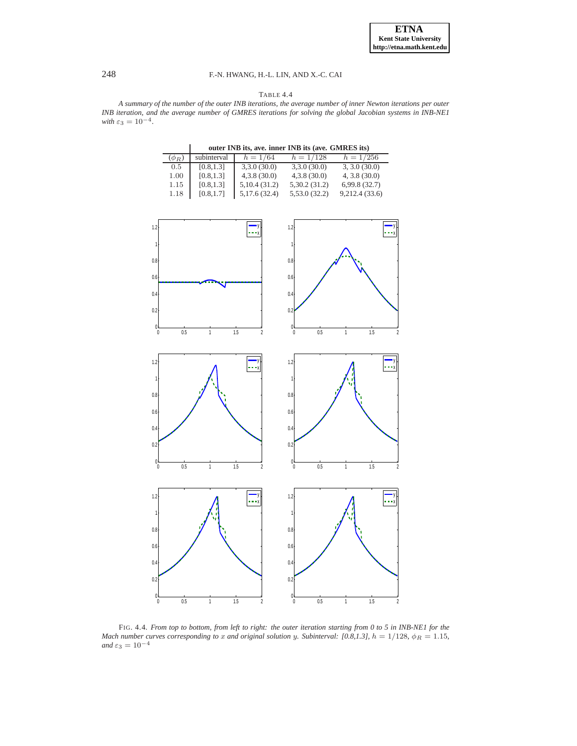TABLE 4.4

*A summary of the number of the outer INB iterations, the average number of inner Newton iterations per outer INB iteration, and the average number of GMRES iterations for solving the global Jacobian systems in INB-NE1 with $\varepsilon_3 = 10^{-4}$.*

| | | **outer INB its, ave. inner INB its (ave. GMRES its)** | | |
|---|---|---|---|---|
| $(\phi_R)$ | subinterval | $h = 1/64$ | $h = 1/128$ | $h = 1/256$ |
| 0.5 | [0.8,1.3] | 3,3.0 (30.0) | 3,3.0 (30.0) | 3, 3.0 (30.0) |
| 1.00 | [0.8,1.3] | 4,3.8 (30.0) | 4,3.8 (30.0) | 4, 3.8 (30.0) |
| 1.15 | [0.8,1.3] | 5,10.4 (31.2) | 5,30.2 (31.2) | 6,99.8 (32.7) |
| 1.18 | [0.8,1.7] | 5,17.6 (32.4) | 5,53.0 (32.2) | 9,212.4 (33.6) |

FIG. 4.4. *From top to bottom, from left to right: the outer iteration starting from 0 to 5 in INB-NE1 for the Mach number curves corresponding to $x$ and original solution $y$. Subinterval: [0.8,1.3], $h = 1/128$, $\phi_R = 1.15$, and $\varepsilon_3 = 10^{-4}$*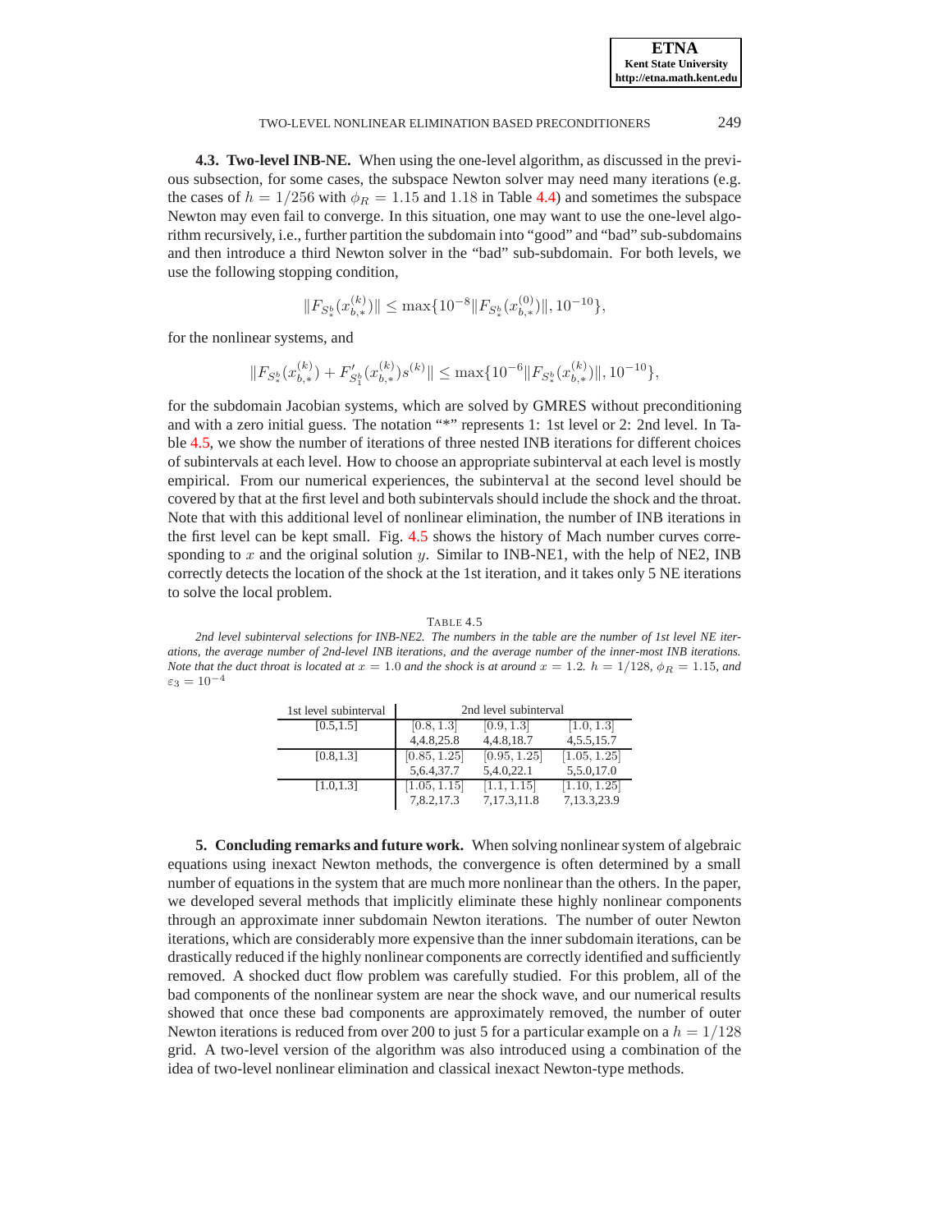**4.3. Two-level INB-NE.** When using the one-level algorithm, as discussed in the previous subsection, for some cases, the subspace Newton solver may need many iterations (e.g. the cases of $h = 1/256$ with $\phi_R = 1.15$ and $1.18$ in Table 4.4) and sometimes the subspace Newton may even fail to converge. In this situation, one may want to use the one-level algorithm recursively, i.e., further partition the subdomain into "good" and "bad" sub-subdomains and then introduce a third Newton solver in the "bad" sub-subdomain. For both levels, we use the following stopping condition,

$$\|F_{S_*^b}(x_{b,*}^{(k)})\| \le \max\{10^{-8}\|F_{S_*^b}(x_{b,*}^{(0)})\|, 10^{-10}\},$$

for the nonlinear systems, and

$$\|F_{S_*^b}(x_{b,*}^{(k)}) + F'_{S_1^b}(x_{b,*}^{(k)})s^{(k)}\| \le \max\{10^{-6}\|F_{S_*^b}(x_{b,*}^{(k)})\|, 10^{-10}\},$$

for the subdomain Jacobian systems, which are solved by GMRES without preconditioning and with a zero initial guess. The notation "*" represents 1: 1st level or 2: 2nd level. In Table 4.5, we show the number of iterations of three nested INB iterations for different choices of subintervals at each level. How to choose an appropriate subinterval at each level is mostly empirical. From our numerical experiences, the subinterval at the second level should be covered by that at the first level and both subintervals should include the shock and the throat. Note that with this additional level of nonlinear elimination, the number of INB iterations in the first level can be kept small. Fig. 4.5 shows the history of Mach number curves corresponding to $x$ and the original solution $y$. Similar to INB-NE1, with the help of NE2, INB correctly detects the location of the shock at the 1st iteration, and it takes only 5 NE iterations to solve the local problem.

TABLE 4.5

*2nd level subinterval selections for INB-NE2. The numbers in the table are the number of 1st level NE iterations, the average number of 2nd-level INB iterations, and the average number of the inner-most INB iterations. Note that the duct throat is located at $x = 1.0$ and the shock is at around $x = 1.2$. $h = 1/128$, $\phi_R = 1.15$, and $\varepsilon_3 = 10^{-4}$*

| 1st level subinterval | 2nd level subinterval | | |
|---|---|---|---|
| [0.5,1.5] | [0.8, 1.3] | [0.9, 1.3] | [1.0, 1.3] |
| | 4,4.8,25.8 | 4,4.8,18.7 | 4,5.5,15.7 |
| [0.8,1.3] | [0.85, 1.25] | [0.95, 1.25] | [1.05, 1.25] |
| | 5,6.4,37.7 | 5,4.0,22.1 | 5,5.0,17.0 |
| [1.0,1.3] | [1.05, 1.15] | [1.1, 1.15] | [1.10, 1.25] |
| | 7,8.2,17.3 | 7,17.3,11.8 | 7,13.3,23.9 |

**5. Concluding remarks and future work.** When solving nonlinear system of algebraic equations using inexact Newton methods, the convergence is often determined by a small number of equations in the system that are much more nonlinear than the others. In the paper, we developed several methods that implicitly eliminate these highly nonlinear components through an approximate inner subdomain Newton iterations. The number of outer Newton iterations, which are considerably more expensive than the inner subdomain iterations, can be drastically reduced if the highly nonlinear components are correctly identified and sufficiently removed. A shocked duct flow problem was carefully studied. For this problem, all of the bad components of the nonlinear system are near the shock wave, and our numerical results showed that once these bad components are approximately removed, the number of outer Newton iterations is reduced from over 200 to just 5 for a particular example on a $h = 1/128$ grid. A two-level version of the algorithm was also introduced using a combination of the idea of two-level nonlinear elimination and classical inexact Newton-type methods.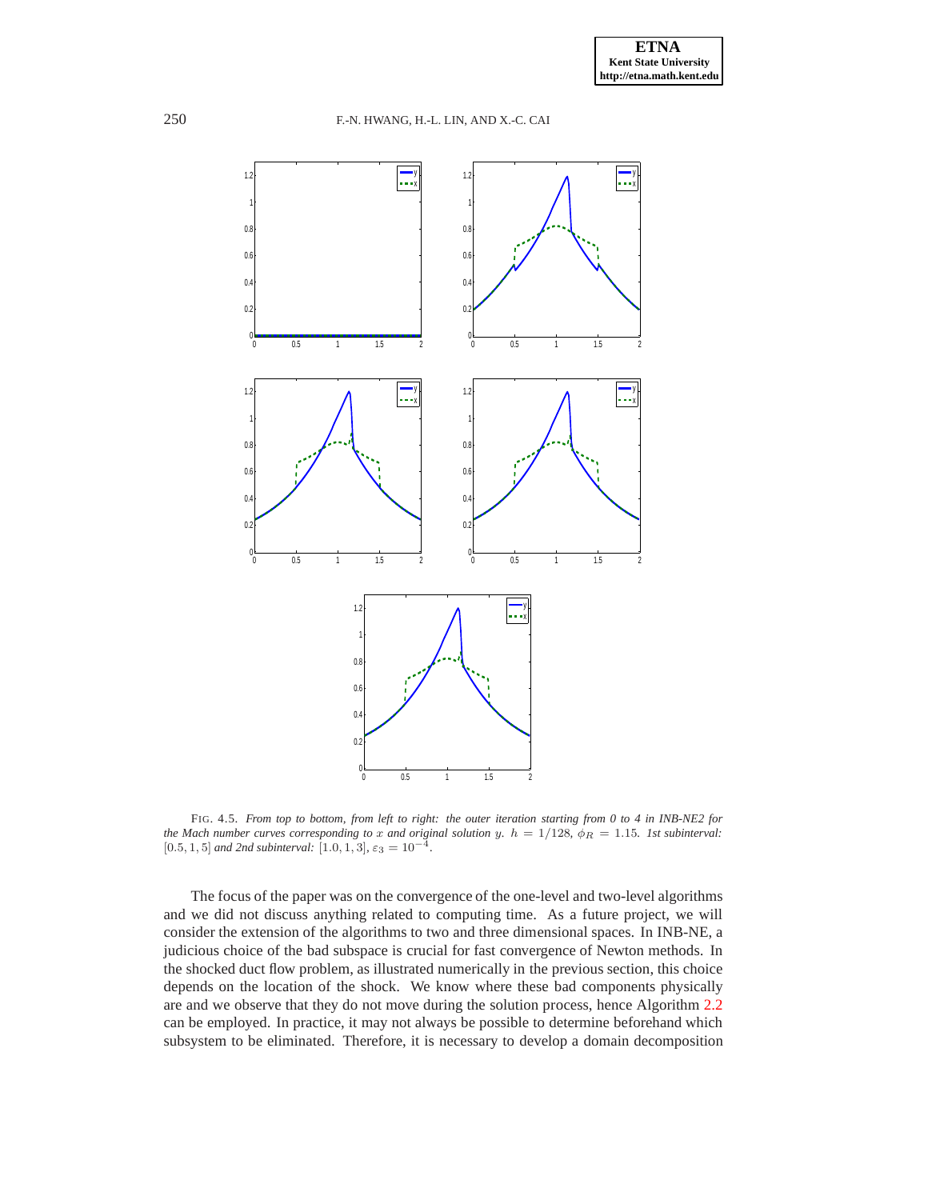FIG. 4.5. *From top to bottom, from left to right: the outer iteration starting from 0 to 4 in INB-NE2 for the Mach number curves corresponding to $x$ and original solution $y$. $h = 1/128$, $\phi_R = 1.15$. 1st subinterval: $[0.5, 1, 5]$ and 2nd subinterval: $[1.0, 1, 3]$, $\varepsilon_3 = 10^{-4}$.*

The focus of the paper was on the convergence of the one-level and two-level algorithms and we did not discuss anything related to computing time. As a future project, we will consider the extension of the algorithms to two and three dimensional spaces. In INB-NE, a judicious choice of the bad subspace is crucial for fast convergence of Newton methods. In the shocked duct flow problem, as illustrated numerically in the previous section, this choice depends on the location of the shock. We know where these bad components physically are and we observe that they do not move during the solution process, hence Algorithm 2.2 can be employed. In practice, it may not always be possible to determine beforehand which subsystem to be eliminated. Therefore, it is necessary to develop a domain decomposition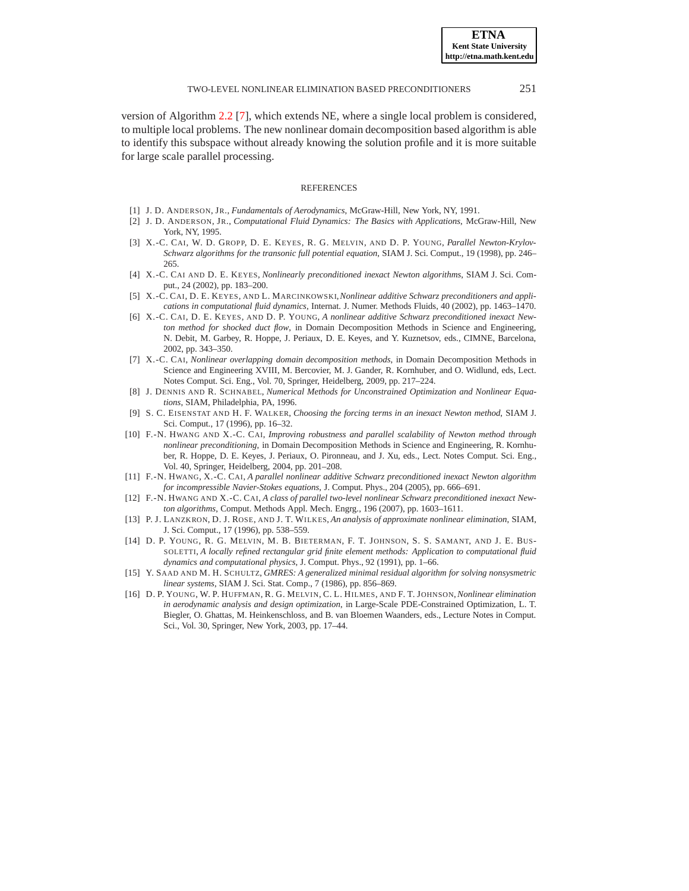version of Algorithm 2.2 [7], which extends NE, where a single local problem is considered, to multiple local problems. The new nonlinear domain decomposition based algorithm is able to identify this subspace without already knowing the solution profile and it is more suitable for large scale parallel processing.

## REFERENCES

[1] J. D. Anderson, Jr., *Fundamentals of Aerodynamics*, McGraw-Hill, New York, NY, 1991.

[2] J. D. Anderson, Jr., *Computational Fluid Dynamics: The Basics with Applications*, McGraw-Hill, New York, NY, 1995.

[3] X.-C. Cai, W. D. Gropp, D. E. Keyes, R. G. Melvin, and D. P. Young, *Parallel Newton-Krylov-Schwarz algorithms for the transonic full potential equation*, SIAM J. Sci. Comput., 19 (1998), pp. 246–265.

[4] X.-C. Cai and D. E. Keyes, *Nonlinearly preconditioned inexact Newton algorithms*, SIAM J. Sci. Comput., 24 (2002), pp. 183–200.

[5] X.-C. Cai, D. E. Keyes, and L. Marcinkowski, *Nonlinear additive Schwarz preconditioners and applications in computational fluid dynamics*, Internat. J. Numer. Methods Fluids, 40 (2002), pp. 1463–1470.

[6] X.-C. Cai, D. E. Keyes, and D. P. Young, *A nonlinear additive Schwarz preconditioned inexact Newton method for shocked duct flow*, in Domain Decomposition Methods in Science and Engineering, N. Debit, M. Garbey, R. Hoppe, J. Periaux, D. E. Keyes, and Y. Kuznetsov, eds., CIMNE, Barcelona, 2002, pp. 343–350.

[7] X.-C. Cai, *Nonlinear overlapping domain decomposition methods*, in Domain Decomposition Methods in Science and Engineering XVIII, M. Bercovier, M. J. Gander, R. Kornhuber, and O. Widlund, eds, Lect. Notes Comput. Sci. Eng., Vol. 70, Springer, Heidelberg, 2009, pp. 217–224.

[8] J. Dennis and R. Schnabel, *Numerical Methods for Unconstrained Optimization and Nonlinear Equations*, SIAM, Philadelphia, PA, 1996.

[9] S. C. Eisenstat and H. F. Walker, *Choosing the forcing terms in an inexact Newton method*, SIAM J. Sci. Comput., 17 (1996), pp. 16–32.

[10] F.-N. Hwang and X.-C. Cai, *Improving robustness and parallel scalability of Newton method through nonlinear preconditioning*, in Domain Decomposition Methods in Science and Engineering, R. Kornhuber, R. Hoppe, D. E. Keyes, J. Periaux, O. Pironneau, and J. Xu, eds., Lect. Notes Comput. Sci. Eng., Vol. 40, Springer, Heidelberg, 2004, pp. 201–208.

[11] F.-N. Hwang, X.-C. Cai, *A parallel nonlinear additive Schwarz preconditioned inexact Newton algorithm for incompressible Navier-Stokes equations*, J. Comput. Phys., 204 (2005), pp. 666–691.

[12] F.-N. Hwang and X.-C. Cai, *A class of parallel two-level nonlinear Schwarz preconditioned inexact Newton algorithms*, Comput. Methods Appl. Mech. Engrg., 196 (2007), pp. 1603–1611.

[13] P. J. Lanzkron, D. J. Rose, and J. T. Wilkes, *An analysis of approximate nonlinear elimination*, SIAM, J. Sci. Comput., 17 (1996), pp. 538–559.

[14] D. P. Young, R. G. Melvin, M. B. Bieterman, F. T. Johnson, S. S. Samant, and J. E. Bussoletti, *A locally refined rectangular grid finite element methods: Application to computational fluid dynamics and computational physics*, J. Comput. Phys., 92 (1991), pp. 1–66.

[15] Y. Saad and M. H. Schultz, *GMRES: A generalized minimal residual algorithm for solving nonsysmetric linear systems*, SIAM J. Sci. Stat. Comp., 7 (1986), pp. 856–869.

[16] D. P. Young, W. P. Huffman, R. G. Melvin, C. L. Hilmes, and F. T. Johnson, *Nonlinear elimination in aerodynamic analysis and design optimization*, in Large-Scale PDE-Constrained Optimization, L. T. Biegler, O. Ghattas, M. Heinkenschloss, and B. van Bloemen Waanders, eds., Lecture Notes in Comput. Sci., Vol. 30, Springer, New York, 2003, pp. 17–44.